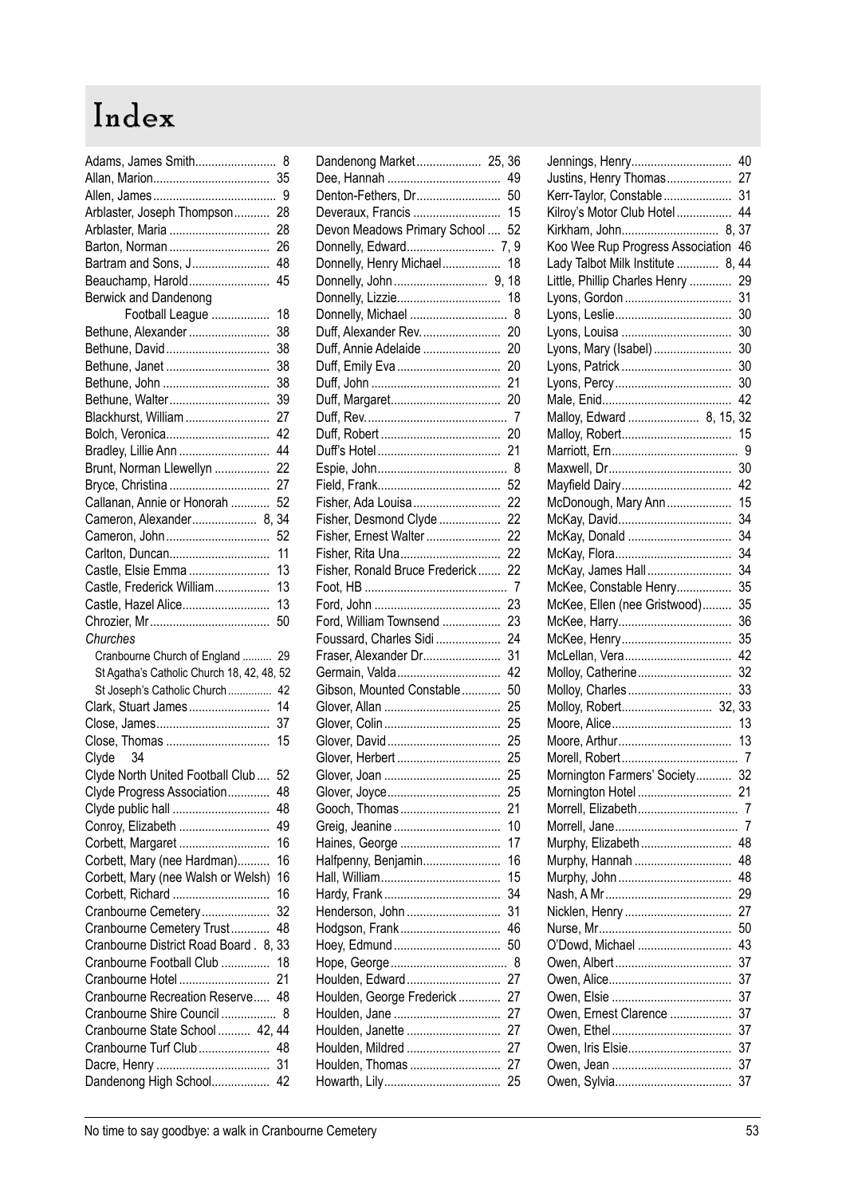# Index

Adams, James Smith........................ 8
Allan, Marion.................................... 35
Allen, James...................................... 9
Arblaster, Joseph Thompson........... 28
Arblaster, Maria ............................... 28
Barton, Norman ............................... 26
Bartram and Sons, J........................ 48
Beauchamp, Harold......................... 45
Berwick and Dandenong
 Football League .................. 18
Bethune, Alexander ......................... 38
Bethune, David ................................ 38
Bethune, Janet ................................ 38
Bethune, John ................................. 38
Bethune, Walter............................... 39
Blackhurst, William .......................... 27
Bolch, Veronica................................ 42
Bradley, Lillie Ann ............................ 44
Brunt, Norman Llewellyn ................. 22
Bryce, Christina ............................... 27
Callanan, Annie or Honorah ............ 52
Cameron, Alexander.................... 8, 34
Cameron, John................................ 52
Carlton, Duncan............................... 11
Castle, Elsie Emma ......................... 13
Castle, Frederick William................. 13
Castle, Hazel Alice........................... 13
Chrozier, Mr..................................... 50
*Churches*
 Cranbourne Church of England .......... 29
 St Agatha's Catholic Church 18, 42, 48, 52
 St Joseph's Catholic Church............... 42
Clark, Stuart James......................... 14
Close, James................................... 37
Close, Thomas ................................ 15
Clyde 34
Clyde North United Football Club.... 52
Clyde Progress Association............. 48
Clyde public hall .............................. 48
Conroy, Elizabeth ............................ 49
Corbett, Margaret ............................ 16
Corbett, Mary (nee Hardman).......... 16
Corbett, Mary (nee Walsh or Welsh) 16
Corbett, Richard .............................. 16
Cranbourne Cemetery..................... 32
Cranbourne Cemetery Trust............ 48
Cranbourne District Road Board . 8, 33
Cranbourne Football Club ............... 18
Cranbourne Hotel ............................ 21
Cranbourne Recreation Reserve..... 48
Cranbourne Shire Council ................. 8
Cranbourne State School .......... 42, 44
Cranbourne Turf Club...................... 48
Dacre, Henry ................................... 31
Dandenong High School.................. 42
Dandenong Market.................... 25, 36
Dee, Hannah ................................... 49
Denton-Fethers, Dr.......................... 50
Deveraux, Francis ........................... 15
Devon Meadows Primary School .... 52
Donnelly, Edward........................... 7, 9
Donnelly, Henry Michael.................. 18
Donnelly, John ............................. 9, 18
Donnelly, Lizzie................................ 18
Donnelly, Michael .............................. 8
Duff, Alexander Rev......................... 20
Duff, Annie Adelaide ........................ 20
Duff, Emily Eva ................................ 20
Duff, John ........................................ 21
Duff, Margaret.................................. 20
Duff, Rev............................................ 7
Duff, Robert ..................................... 20
Duff's Hotel ...................................... 21
Espie, John......................................... 8
Field, Frank...................................... 52
Fisher, Ada Louisa........................... 22
Fisher, Desmond Clyde ................... 22
Fisher, Ernest Walter ....................... 22
Fisher, Rita Una............................... 22
Fisher, Ronald Bruce Frederick....... 22
Foot, HB ............................................ 7
Ford, John ....................................... 23
Ford, William Townsend .................. 23
Foussard, Charles Sidi .................... 24
Fraser, Alexander Dr........................ 31
Germain, Valda................................ 42
Gibson, Mounted Constable............ 50
Glover, Allan .................................... 25
Glover, Colin .................................... 25
Glover, David ................................... 25
Glover, Herbert ................................ 25
Glover, Joan .................................... 25
Glover, Joyce................................... 25
Gooch, Thomas ............................... 21
Greig, Jeanine ................................. 10
Haines, George ............................... 17
Halfpenny, Benjamin........................ 16
Hall, William..................................... 15
Hardy, Frank.................................... 34
Henderson, John ............................. 31
Hodgson, Frank ............................... 46
Hoey, Edmund ................................. 50
Hope, George .................................... 8
Houlden, Edward ............................. 27
Houlden, George Frederick ............. 27
Houlden, Jane ................................. 27
Houlden, Janette ............................. 27
Houlden, Mildred ............................. 27
Houlden, Thomas ............................ 27
Howarth, Lily.................................... 25
Jennings, Henry............................... 40
Justins, Henry Thomas.................... 27
Kerr-Taylor, Constable..................... 31
Kilroy's Motor Club Hotel................. 44
Kirkham, John............................. 8, 37
Koo Wee Rup Progress Association 46
Lady Talbot Milk Institute ............. 8, 44
Little, Phillip Charles Henry ............. 29
Lyons, Gordon ................................. 31
Lyons, Leslie.................................... 30
Lyons, Louisa .................................. 30
Lyons, Mary (Isabel) ........................ 30
Lyons, Patrick.................................. 30
Lyons, Percy.................................... 30
Male, Enid........................................ 42
Malloy, Edward ...................... 8, 15, 32
Malloy, Robert.................................. 15
Marriott, Ern....................................... 9
Maxwell, Dr...................................... 30
Mayfield Dairy.................................. 42
McDonough, Mary Ann.................... 15
McKay, David................................... 34
McKay, Donald ................................ 34
McKay, Flora.................................... 34
McKay, James Hall.......................... 34
McKee, Constable Henry................. 35
McKee, Ellen (nee Gristwood)......... 35
McKee, Harry................................... 36
McKee, Henry.................................. 35
McLellan, Vera................................. 42
Molloy, Catherine............................. 32
Molloy, Charles ................................ 33
Molloy, Robert............................ 32, 33
Moore, Alice..................................... 13
Moore, Arthur................................... 13
Morell, Robert .................................... 7
Mornington Farmers' Society........... 32
Mornington Hotel ............................. 21
Morrell, Elizabeth............................... 7
Morrell, Jane...................................... 7
Murphy, Elizabeth ............................ 48
Murphy, Hannah .............................. 48
Murphy, John ................................... 48
Nash, A Mr....................................... 29
Nicklen, Henry ................................. 27
Nurse, Mr......................................... 50
O'Dowd, Michael ............................. 43
Owen, Albert.................................... 37
Owen, Alice...................................... 37
Owen, Elsie ..................................... 37
Owen, Ernest Clarence ................... 37
Owen, Ethel..................................... 37
Owen, Iris Elsie................................ 37
Owen, Jean ..................................... 37
Owen, Sylvia.................................... 37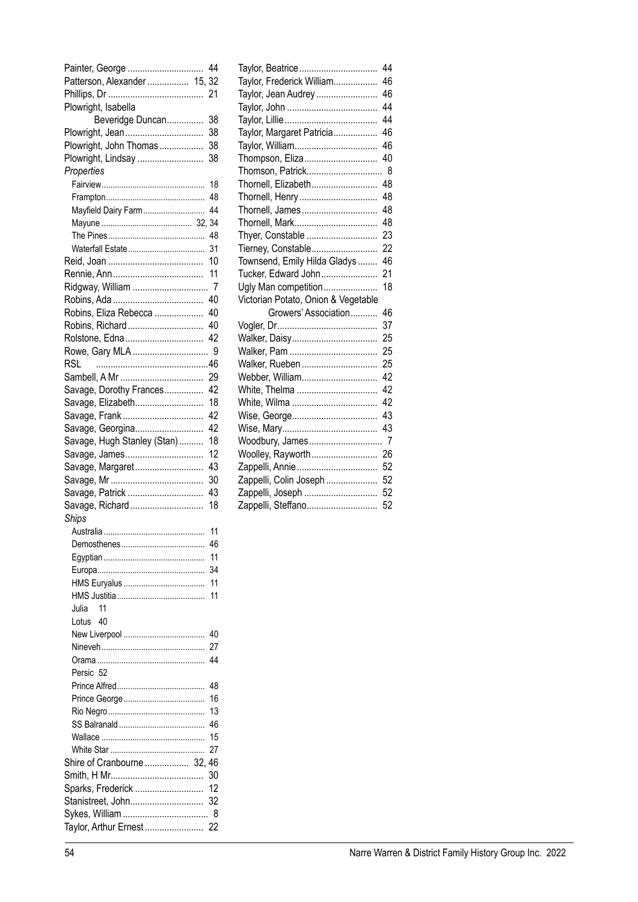Painter, George ............................... 44
Patterson, Alexander ................. 15, 32
Phillips, Dr ....................................... 21
Plowright, Isabella
Beveridge Duncan............... 38
Plowright, Jean ................................ 38
Plowright, John Thomas .................. 38
Plowright, Lindsay ........................... 38

*Properties*

Fairview.............................................. 18
Frampton............................................ 48
Mayfield Dairy Farm........................... 44
Mayune ........................................ 32, 34
The Pines ........................................... 48
Waterfall Estate.................................. 31

Reid, Joan ....................................... 10
Rennie, Ann ..................................... 11
Ridgway, William ............................... 7
Robins, Ada ..................................... 40
Robins, Eliza Rebecca .................... 40
Robins, Richard ................................ 40
Rolstone, Edna ................................ 42
Rowe, Gary MLA ............................... 9
RSL ..............................................46
Sambell, A Mr .................................. 29
Savage, Dorothy Frances................ 42
Savage, Elizabeth............................ 18
Savage, Frank ................................. 42
Savage, Georgina............................ 42
Savage, Hugh Stanley (Stan).......... 18
Savage, James................................ 12
Savage, Margaret............................ 43
Savage, Mr ...................................... 30
Savage, Patrick ............................... 43
Savage, Richard .............................. 18

*Ships*

Australia .............................................. 11
Demosthenes...................................... 46
Egyptian .............................................. 11
Europa................................................. 34
HMS Euryalus ..................................... 11
HMS Justitia ........................................ 11
Julia 11
Lotus 40
New Liverpool ..................................... 40
Nineveh ............................................... 27
Orama ................................................. 44
Persic 52
Prince Alfred........................................ 48
Prince George ..................................... 16
Rio Negro ............................................ 13
SS Balranald ....................................... 46
Wallace ............................................... 15
White Star ........................................... 27

Shire of Cranbourne .................. 32, 46
Smith, H Mr...................................... 30
Sparks, Frederick ............................ 12
Stanistreet, John.............................. 32
Sykes, William ................................... 8
Taylor, Arthur Ernest ........................ 22
Taylor, Beatrice ................................ 44
Taylor, Frederick William.................. 46
Taylor, Jean Audrey ......................... 46
Taylor, John ..................................... 44
Taylor, Lillie ...................................... 44
Taylor, Margaret Patricia.................. 46
Taylor, William.................................. 46
Thompson, Eliza............................... 40
Thomson, Patrick................................ 8
Thornell, Elizabeth............................ 48
Thornell, Henry ................................ 48
Thornell, James ............................... 48
Thornell, Mark.................................. 48
Thyer, Constable ............................. 23
Tierney, Constable........................... 22
Townsend, Emily Hilda Gladys ........ 46
Tucker, Edward John ....................... 21
Ugly Man competition...................... 18
Victorian Potato, Onion & Vegetable
Growers' Association........... 46
Vogler, Dr......................................... 37
Walker, Daisy................................... 25
Walker, Pam .................................... 25
Walker, Rueben ............................... 25
Webber, William............................... 42
White, Thelma ................................. 42
White, Wilma ................................... 42
Wise, George................................... 43
Wise, Mary....................................... 43
Woodbury, James.............................. 7
Woolley, Rayworth........................... 26
Zappelli, Annie ................................. 52
Zappelli, Colin Joseph ..................... 52
Zappelli, Joseph .............................. 52
Zappelli, Steffano............................. 52